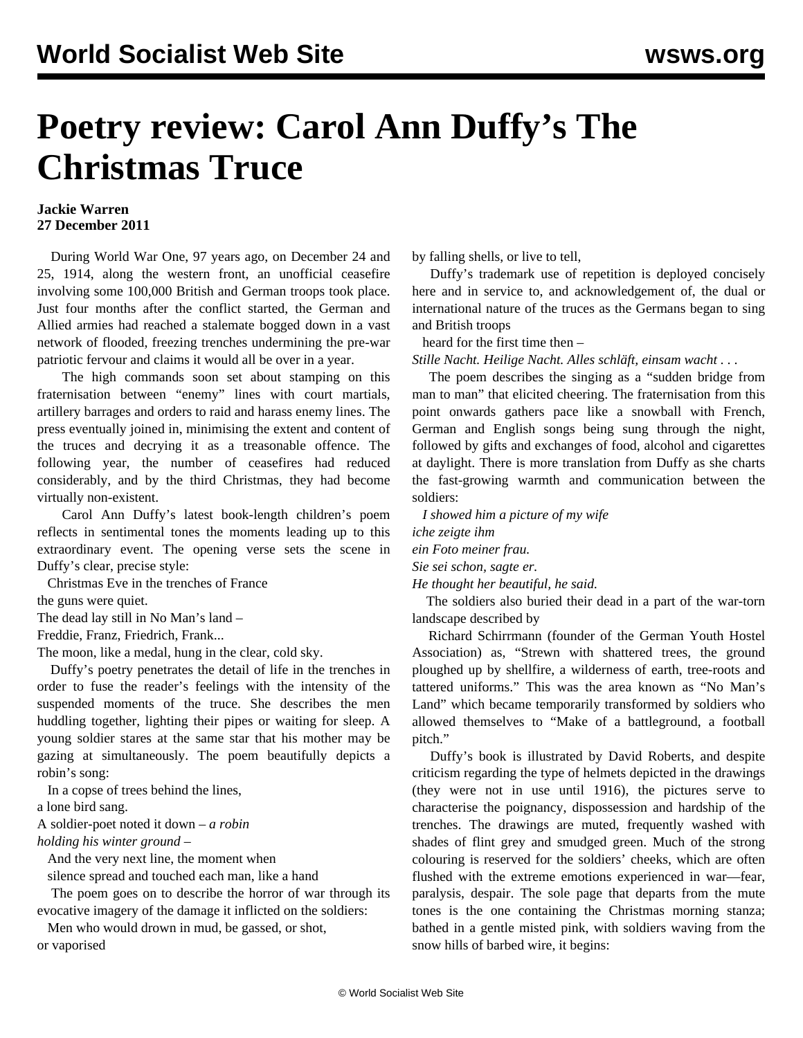# Poetry review: Carol Ann Duffy's The Christmas Truce

**Jackie Warren**
**27 December 2011**

During World War One, 97 years ago, on December 24 and 25, 1914, along the western front, an unofficial ceasefire involving some 100,000 British and German troops took place. Just four months after the conflict started, the German and Allied armies had reached a stalemate bogged down in a vast network of flooded, freezing trenches undermining the pre-war patriotic fervour and claims it would all be over in a year.

The high commands soon set about stamping on this fraternisation between "enemy" lines with court martials, artillery barrages and orders to raid and harass enemy lines. The press eventually joined in, minimising the extent and content of the truces and decrying it as a treasonable offence. The following year, the number of ceasefires had reduced considerably, and by the third Christmas, they had become virtually non-existent.

Carol Ann Duffy's latest book-length children's poem reflects in sentimental tones the moments leading up to this extraordinary event. The opening verse sets the scene in Duffy's clear, precise style:

Christmas Eve in the trenches of France
the guns were quiet.
The dead lay still in No Man's land –
Freddie, Franz, Friedrich, Frank...
The moon, like a medal, hung in the clear, cold sky.

Duffy's poetry penetrates the detail of life in the trenches in order to fuse the reader's feelings with the intensity of the suspended moments of the truce. She describes the men huddling together, lighting their pipes or waiting for sleep. A young soldier stares at the same star that his mother may be gazing at simultaneously. The poem beautifully depicts a robin's song:

In a copse of trees behind the lines,
a lone bird sang.
A soldier-poet noted it down – *a robin*
*holding his winter ground* –

And the very next line, the moment when
silence spread and touched each man, like a hand

The poem goes on to describe the horror of war through its evocative imagery of the damage it inflicted on the soldiers:

Men who would drown in mud, be gassed, or shot,
or vaporised
by falling shells, or live to tell,

Duffy's trademark use of repetition is deployed concisely here and in service to, and acknowledgement of, the dual or international nature of the truces as the Germans began to sing and British troops

heard for the first time then –
*Stille Nacht. Heilige Nacht. Alles schläft, einsam wacht . . .*

The poem describes the singing as a "sudden bridge from man to man" that elicited cheering. The fraternisation from this point onwards gathers pace like a snowball with French, German and English songs being sung through the night, followed by gifts and exchanges of food, alcohol and cigarettes at daylight. There is more translation from Duffy as she charts the fast-growing warmth and communication between the soldiers:

*I showed him a picture of my wife*
*iche zeigte ihm*
*ein Foto meiner frau.*
*Sie sei schon, sagte er.*
*He thought her beautiful, he said.*

The soldiers also buried their dead in a part of the war-torn landscape described by

Richard Schirrmann (founder of the German Youth Hostel Association) as, "Strewn with shattered trees, the ground ploughed up by shellfire, a wilderness of earth, tree-roots and tattered uniforms." This was the area known as "No Man's Land" which became temporarily transformed by soldiers who allowed themselves to "Make of a battleground, a football pitch."

Duffy's book is illustrated by David Roberts, and despite criticism regarding the type of helmets depicted in the drawings (they were not in use until 1916), the pictures serve to characterise the poignancy, dispossession and hardship of the trenches. The drawings are muted, frequently washed with shades of flint grey and smudged green. Much of the strong colouring is reserved for the soldiers' cheeks, which are often flushed with the extreme emotions experienced in war—fear, paralysis, despair. The sole page that departs from the mute tones is the one containing the Christmas morning stanza; bathed in a gentle misted pink, with soldiers waving from the snow hills of barbed wire, it begins: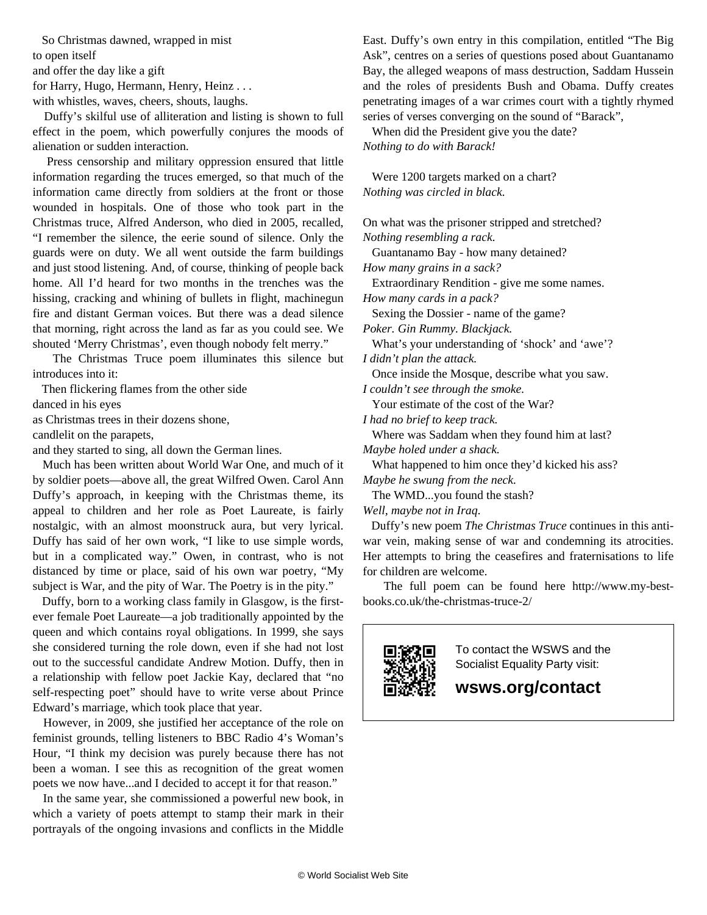So Christmas dawned, wrapped in mist
to open itself
and offer the day like a gift
for Harry, Hugo, Hermann, Henry, Heinz . . .
with whistles, waves, cheers, shouts, laughs.

Duffy's skilful use of alliteration and listing is shown to full effect in the poem, which powerfully conjures the moods of alienation or sudden interaction.

Press censorship and military oppression ensured that little information regarding the truces emerged, so that much of the information came directly from soldiers at the front or those wounded in hospitals. One of those who took part in the Christmas truce, Alfred Anderson, who died in 2005, recalled, "I remember the silence, the eerie sound of silence. Only the guards were on duty. We all went outside the farm buildings and just stood listening. And, of course, thinking of people back home. All I'd heard for two months in the trenches was the hissing, cracking and whining of bullets in flight, machinegun fire and distant German voices. But there was a dead silence that morning, right across the land as far as you could see. We shouted 'Merry Christmas', even though nobody felt merry."

The Christmas Truce poem illuminates this silence but introduces into it:

Then flickering flames from the other side
danced in his eyes
as Christmas trees in their dozens shone,
candlelit on the parapets,
and they started to sing, all down the German lines.

Much has been written about World War One, and much of it by soldier poets—above all, the great Wilfred Owen. Carol Ann Duffy's approach, in keeping with the Christmas theme, its appeal to children and her role as Poet Laureate, is fairly nostalgic, with an almost moonstruck aura, but very lyrical. Duffy has said of her own work, "I like to use simple words, but in a complicated way." Owen, in contrast, who is not distanced by time or place, said of his own war poetry, "My subject is War, and the pity of War. The Poetry is in the pity."

Duffy, born to a working class family in Glasgow, is the first-ever female Poet Laureate—a job traditionally appointed by the queen and which contains royal obligations. In 1999, she says she considered turning the role down, even if she had not lost out to the successful candidate Andrew Motion. Duffy, then in a relationship with fellow poet Jackie Kay, declared that "no self-respecting poet" should have to write verse about Prince Edward's marriage, which took place that year.

However, in 2009, she justified her acceptance of the role on feminist grounds, telling listeners to BBC Radio 4's Woman's Hour, "I think my decision was purely because there has not been a woman. I see this as recognition of the great women poets we now have...and I decided to accept it for that reason."

In the same year, she commissioned a powerful new book, in which a variety of poets attempt to stamp their mark in their portrayals of the ongoing invasions and conflicts in the Middle East. Duffy's own entry in this compilation, entitled "The Big Ask", centres on a series of questions posed about Guantanamo Bay, the alleged weapons of mass destruction, Saddam Hussein and the roles of presidents Bush and Obama. Duffy creates penetrating images of a war crimes court with a tightly rhymed series of verses converging on the sound of "Barack",

When did the President give you the date?
*Nothing to do with Barack!*

Were 1200 targets marked on a chart?
*Nothing was circled in black.*

On what was the prisoner stripped and stretched?
*Nothing resembling a rack.*
Guantanamo Bay - how many detained?
*How many grains in a sack?*
Extraordinary Rendition - give me some names.
*How many cards in a pack?*
Sexing the Dossier - name of the game?
*Poker. Gin Rummy. Blackjack.*
What's your understanding of 'shock' and 'awe'?
*I didn't plan the attack.*
Once inside the Mosque, describe what you saw.
*I couldn't see through the smoke.*
Your estimate of the cost of the War?
*I had no brief to keep track.*
Where was Saddam when they found him at last?
*Maybe holed under a shack.*
What happened to him once they'd kicked his ass?
*Maybe he swung from the neck.*
The WMD...you found the stash?
*Well, maybe not in Iraq.*

Duffy's new poem *The Christmas Truce* continues in this anti-war vein, making sense of war and condemning its atrocities. Her attempts to bring the ceasefires and fraternisations to life for children are welcome.

The full poem can be found here http://www.my-best-books.co.uk/the-christmas-truce-2/

To contact the WSWS and the Socialist Equality Party visit:

**wsws.org/contact**